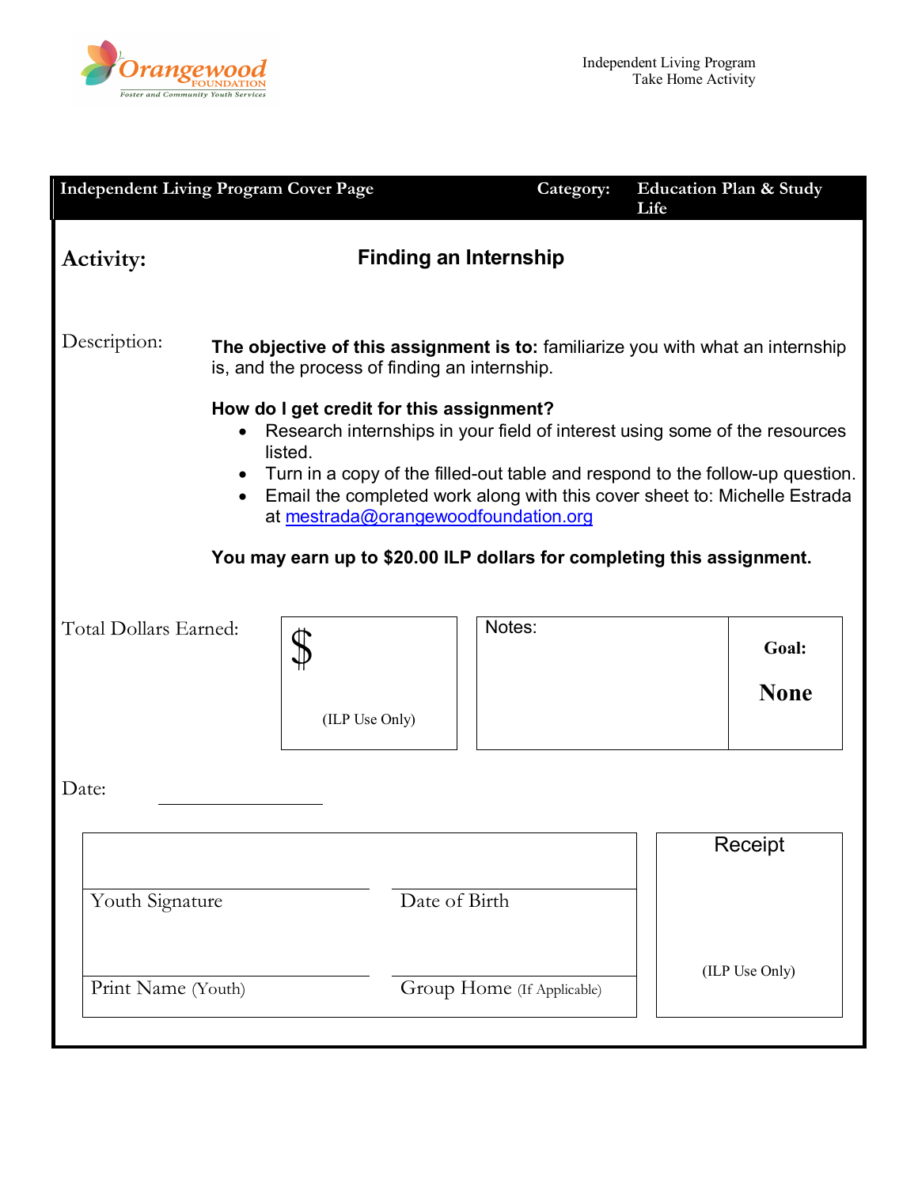Orangewood FOUNDATION
Foster and Community Youth Services

Independent Living Program
Take Home Activity

| Independent Living Program Cover Page | Category: | Education Plan & Study Life |
|---|---|---|

## Activity: Finding an Internship

Description:

**The objective of this assignment is to:** familiarize you with what an internship is, and the process of finding an internship.

**How do I get credit for this assignment?**

- Research internships in your field of interest using some of the resources listed.
- Turn in a copy of the filled-out table and respond to the follow-up question.
- Email the completed work along with this cover sheet to: Michelle Estrada at mestrada@orangewoodfoundation.org

**You may earn up to $20.00 ILP dollars for completing this assignment.**

| Total Dollars Earned: | $ (ILP Use Only) | Notes: | **Goal: None** |
|---|---|---|---|

Date: ____________

| Youth Signature | Date of Birth | Receipt (ILP Use Only) |
|---|---|---|
| Print Name (Youth) | Group Home (If Applicable) | |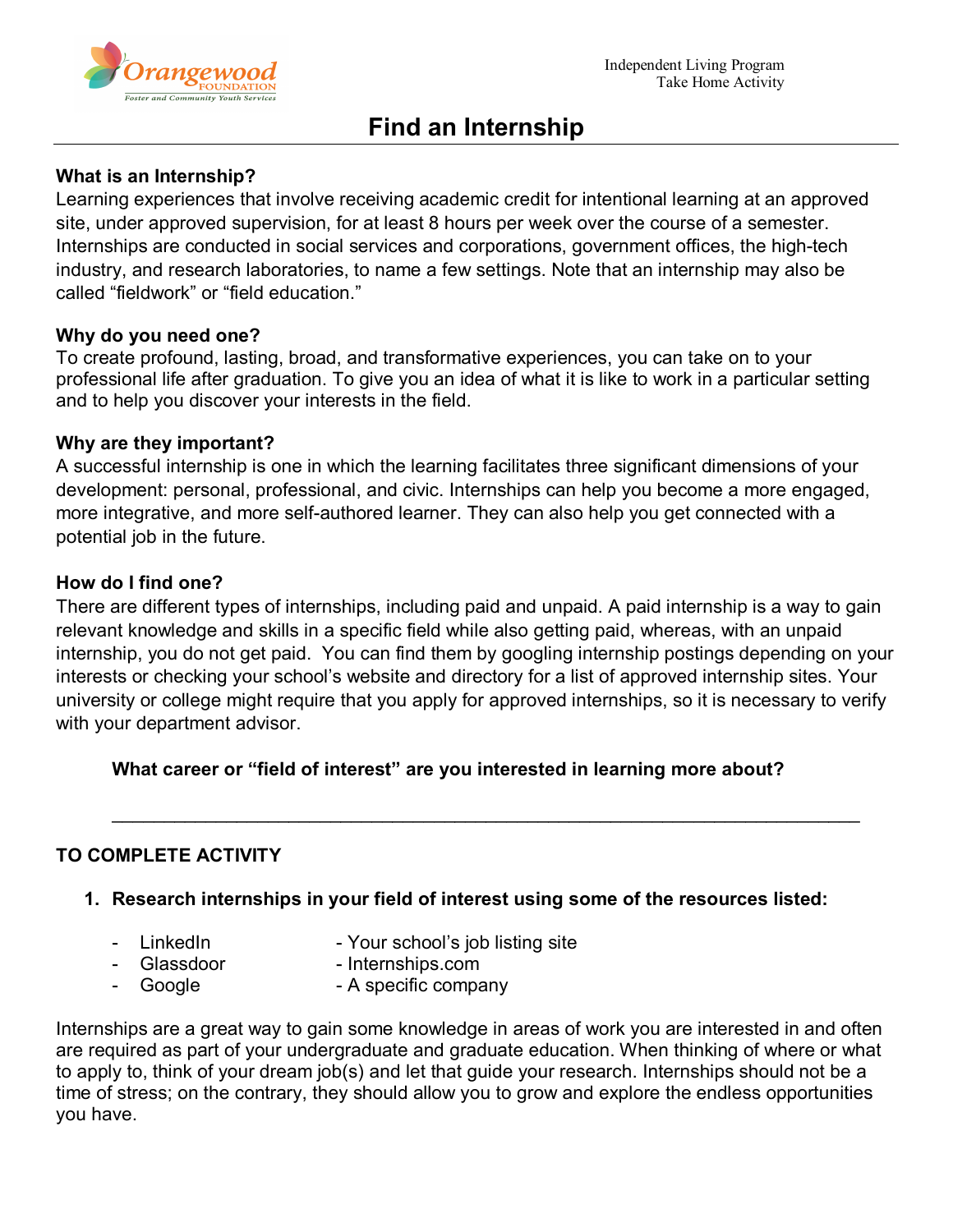# Find an Internship

**What is an Internship?**
Learning experiences that involve receiving academic credit for intentional learning at an approved site, under approved supervision, for at least 8 hours per week over the course of a semester. Internships are conducted in social services and corporations, government offices, the high-tech industry, and research laboratories, to name a few settings. Note that an internship may also be called "fieldwork" or "field education."

**Why do you need one?**
To create profound, lasting, broad, and transformative experiences, you can take on to your professional life after graduation. To give you an idea of what it is like to work in a particular setting and to help you discover your interests in the field.

**Why are they important?**
A successful internship is one in which the learning facilitates three significant dimensions of your development: personal, professional, and civic. Internships can help you become a more engaged, more integrative, and more self-authored learner. They can also help you get connected with a potential job in the future.

**How do I find one?**
There are different types of internships, including paid and unpaid. A paid internship is a way to gain relevant knowledge and skills in a specific field while also getting paid, whereas, with an unpaid internship, you do not get paid. You can find them by googling internship postings depending on your interests or checking your school's website and directory for a list of approved internship sites. Your university or college might require that you apply for approved internships, so it is necessary to verify with your department advisor.

**What career or "field of interest" are you interested in learning more about?**

______________________________________________________________________

**TO COMPLETE ACTIVITY**

1. **Research internships in your field of interest using some of the resources listed:**
   - LinkedIn
   - Glassdoor
   - Google
   - Your school's job listing site
   - Internships.com
   - A specific company

Internships are a great way to gain some knowledge in areas of work you are interested in and often are required as part of your undergraduate and graduate education. When thinking of where or what to apply to, think of your dream job(s) and let that guide your research. Internships should not be a time of stress; on the contrary, they should allow you to grow and explore the endless opportunities you have.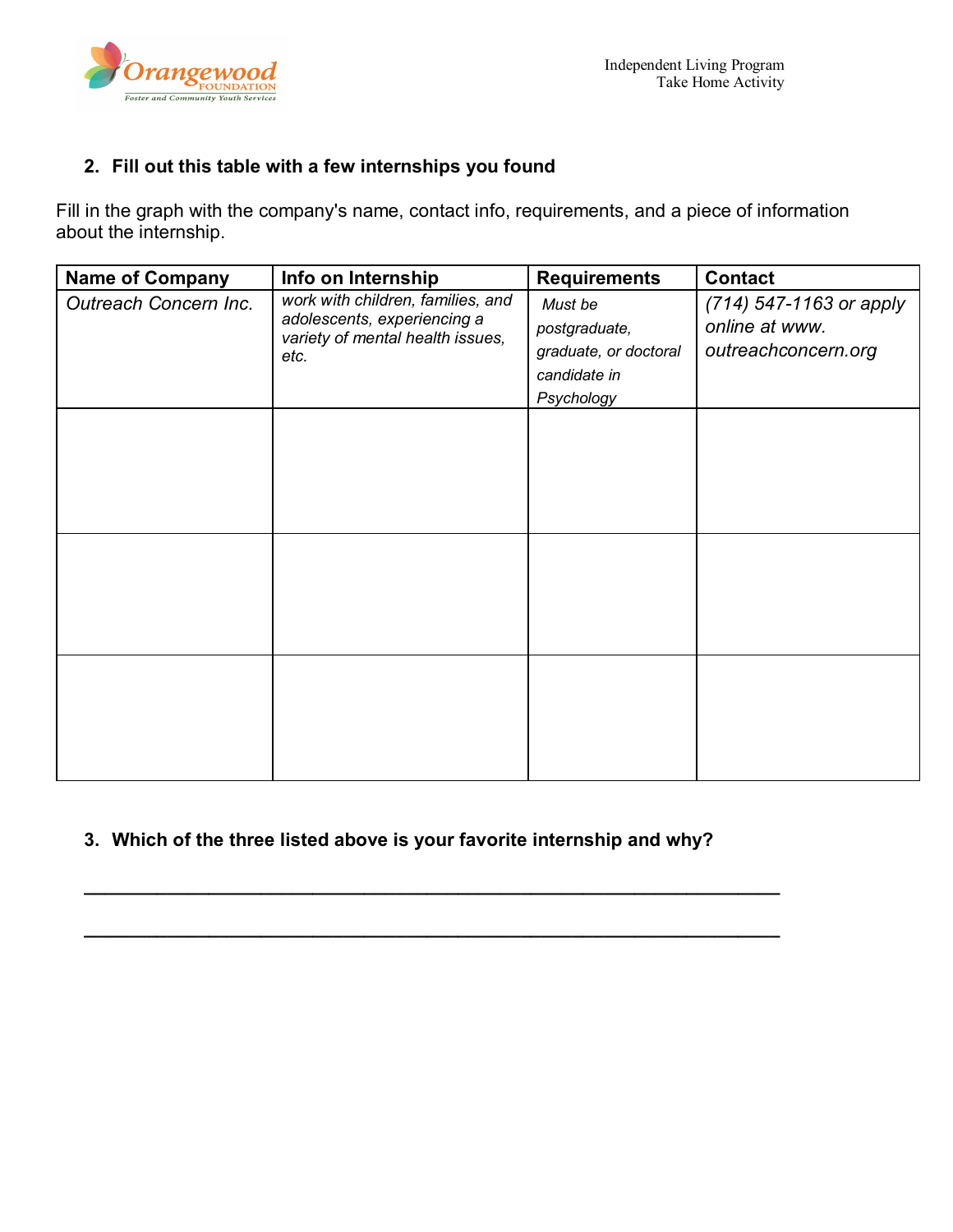2. **Fill out this table with a few internships you found**

Fill in the graph with the company's name, contact info, requirements, and a piece of information about the internship.

| Name of Company | Info on Internship | Requirements | Contact |
|---|---|---|---|
| *Outreach Concern Inc.* | *work with children, families, and adolescents, experiencing a variety of mental health issues, etc.* | *Must be postgraduate, graduate, or doctoral candidate in Psychology* | *(714) 547-1163 or apply online at www. outreachconcern.org* |
| | | | |
| | | | |
| | | | |

3. **Which of the three listed above is your favorite internship and why?**

_______________________________________________________________

_______________________________________________________________